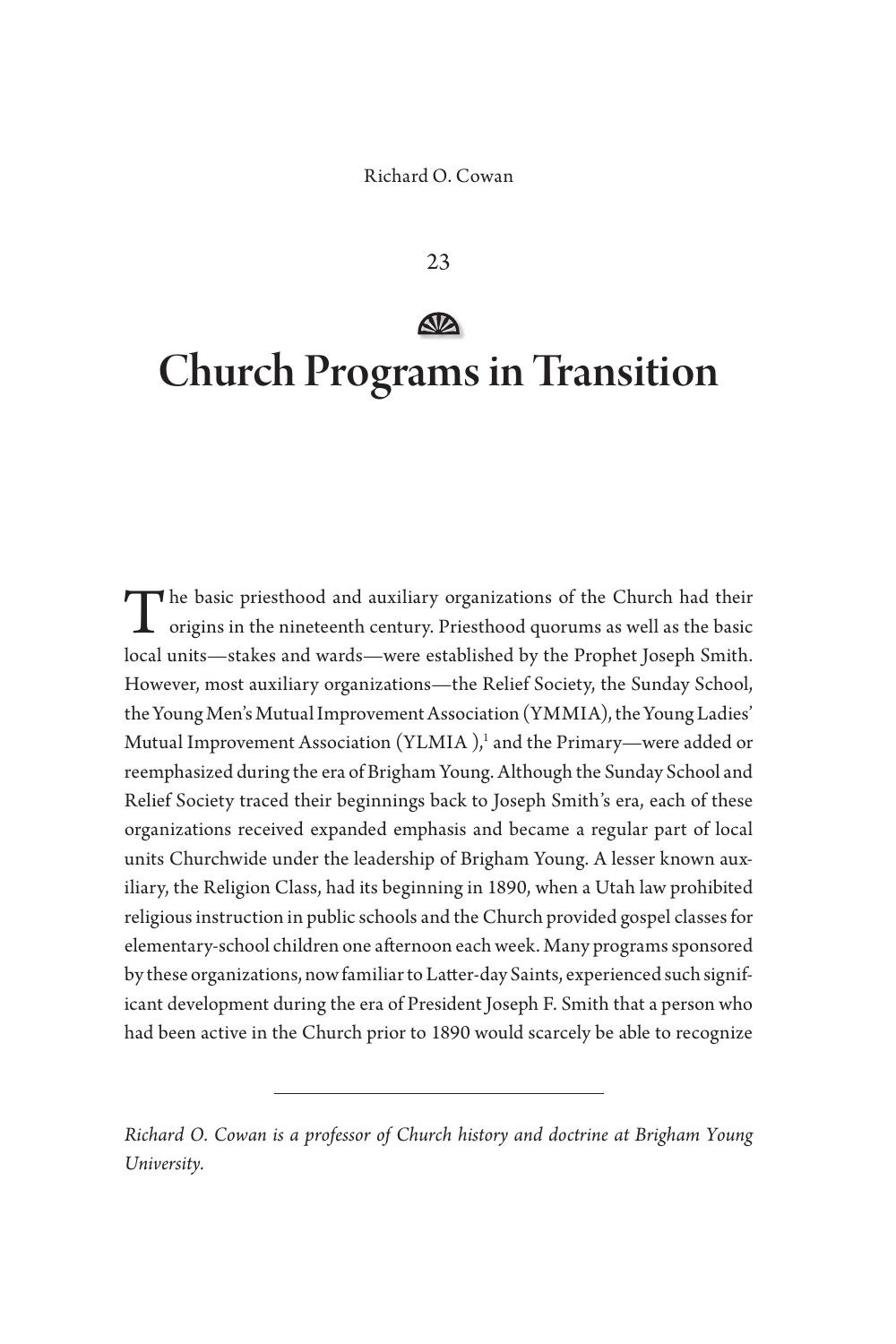Richard O. Cowan

23

# Church Programs in Transition

The basic priesthood and auxiliary organizations of the Church had their origins in the nineteenth century. Priesthood quorums as well as the basic local units—stakes and wards—were established by the Prophet Joseph Smith. However, most auxiliary organizations—the Relief Society, the Sunday School, the Young Men's Mutual Improvement Association (YMMIA), the Young Ladies' Mutual Improvement Association (YLMIA ),[1] and the Primary—were added or reemphasized during the era of Brigham Young. Although the Sunday School and Relief Society traced their beginnings back to Joseph Smith's era, each of these organizations received expanded emphasis and became a regular part of local units Churchwide under the leadership of Brigham Young. A lesser known auxiliary, the Religion Class, had its beginning in 1890, when a Utah law prohibited religious instruction in public schools and the Church provided gospel classes for elementary-school children one afternoon each week. Many programs sponsored by these organizations, now familiar to Latter-day Saints, experienced such significant development during the era of President Joseph F. Smith that a person who had been active in the Church prior to 1890 would scarcely be able to recognize

---

*Richard O. Cowan is a professor of Church history and doctrine at Brigham Young University.*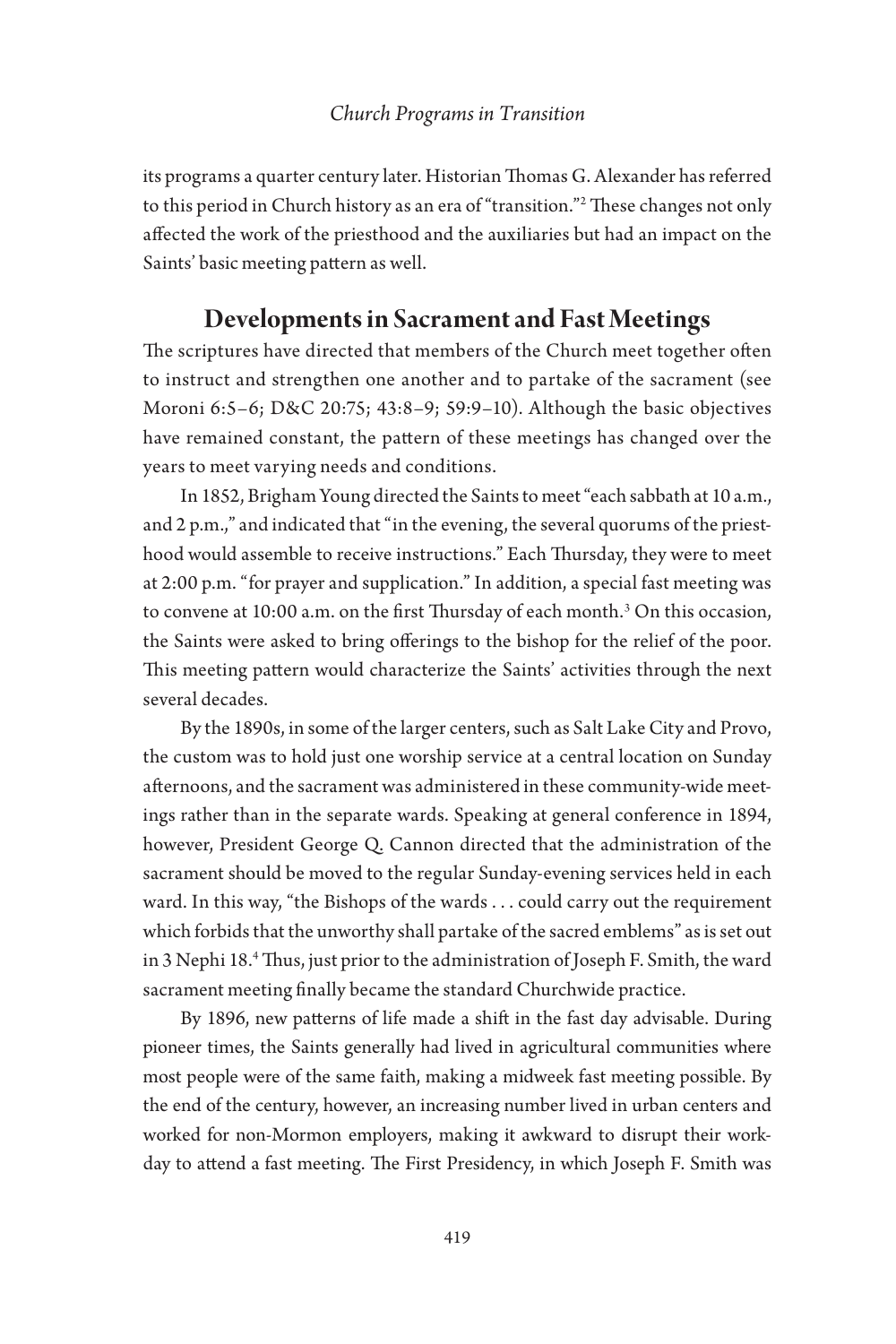its programs a quarter century later. Historian Thomas G. Alexander has referred to this period in Church history as an era of "transition."[2] These changes not only affected the work of the priesthood and the auxiliaries but had an impact on the Saints' basic meeting pattern as well.

## Developments in Sacrament and Fast Meetings

The scriptures have directed that members of the Church meet together often to instruct and strengthen one another and to partake of the sacrament (see Moroni 6:5–6; D&C 20:75; 43:8–9; 59:9–10). Although the basic objectives have remained constant, the pattern of these meetings has changed over the years to meet varying needs and conditions.

In 1852, Brigham Young directed the Saints to meet "each sabbath at 10 a.m., and 2 p.m.," and indicated that "in the evening, the several quorums of the priesthood would assemble to receive instructions." Each Thursday, they were to meet at 2:00 p.m. "for prayer and supplication." In addition, a special fast meeting was to convene at 10:00 a.m. on the first Thursday of each month.[3] On this occasion, the Saints were asked to bring offerings to the bishop for the relief of the poor. This meeting pattern would characterize the Saints' activities through the next several decades.

By the 1890s, in some of the larger centers, such as Salt Lake City and Provo, the custom was to hold just one worship service at a central location on Sunday afternoons, and the sacrament was administered in these community-wide meetings rather than in the separate wards. Speaking at general conference in 1894, however, President George Q. Cannon directed that the administration of the sacrament should be moved to the regular Sunday-evening services held in each ward. In this way, "the Bishops of the wards . . . could carry out the requirement which forbids that the unworthy shall partake of the sacred emblems" as is set out in 3 Nephi 18.[4] Thus, just prior to the administration of Joseph F. Smith, the ward sacrament meeting finally became the standard Churchwide practice.

By 1896, new patterns of life made a shift in the fast day advisable. During pioneer times, the Saints generally had lived in agricultural communities where most people were of the same faith, making a midweek fast meeting possible. By the end of the century, however, an increasing number lived in urban centers and worked for non-Mormon employers, making it awkward to disrupt their workday to attend a fast meeting. The First Presidency, in which Joseph F. Smith was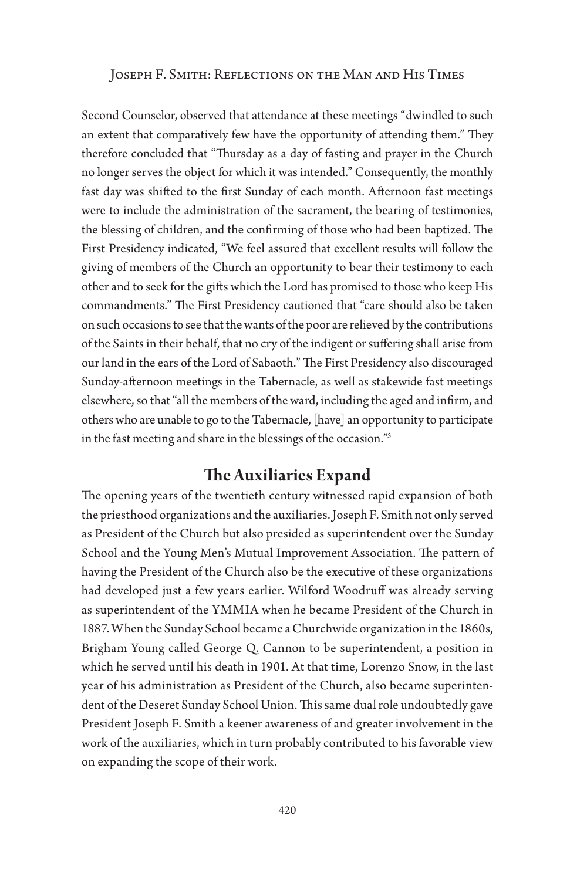Second Counselor, observed that attendance at these meetings "dwindled to such an extent that comparatively few have the opportunity of attending them." They therefore concluded that "Thursday as a day of fasting and prayer in the Church no longer serves the object for which it was intended." Consequently, the monthly fast day was shifted to the first Sunday of each month. Afternoon fast meetings were to include the administration of the sacrament, the bearing of testimonies, the blessing of children, and the confirming of those who had been baptized. The First Presidency indicated, "We feel assured that excellent results will follow the giving of members of the Church an opportunity to bear their testimony to each other and to seek for the gifts which the Lord has promised to those who keep His commandments." The First Presidency cautioned that "care should also be taken on such occasions to see that the wants of the poor are relieved by the contributions of the Saints in their behalf, that no cry of the indigent or suffering shall arise from our land in the ears of the Lord of Sabaoth." The First Presidency also discouraged Sunday-afternoon meetings in the Tabernacle, as well as stakewide fast meetings elsewhere, so that "all the members of the ward, including the aged and infirm, and others who are unable to go to the Tabernacle, [have] an opportunity to participate in the fast meeting and share in the blessings of the occasion."[5]

## The Auxiliaries Expand

The opening years of the twentieth century witnessed rapid expansion of both the priesthood organizations and the auxiliaries. Joseph F. Smith not only served as President of the Church but also presided as superintendent over the Sunday School and the Young Men's Mutual Improvement Association. The pattern of having the President of the Church also be the executive of these organizations had developed just a few years earlier. Wilford Woodruff was already serving as superintendent of the YMMIA when he became President of the Church in 1887. When the Sunday School became a Churchwide organization in the 1860s, Brigham Young called George Q. Cannon to be superintendent, a position in which he served until his death in 1901. At that time, Lorenzo Snow, in the last year of his administration as President of the Church, also became superintendent of the Deseret Sunday School Union. This same dual role undoubtedly gave President Joseph F. Smith a keener awareness of and greater involvement in the work of the auxiliaries, which in turn probably contributed to his favorable view on expanding the scope of their work.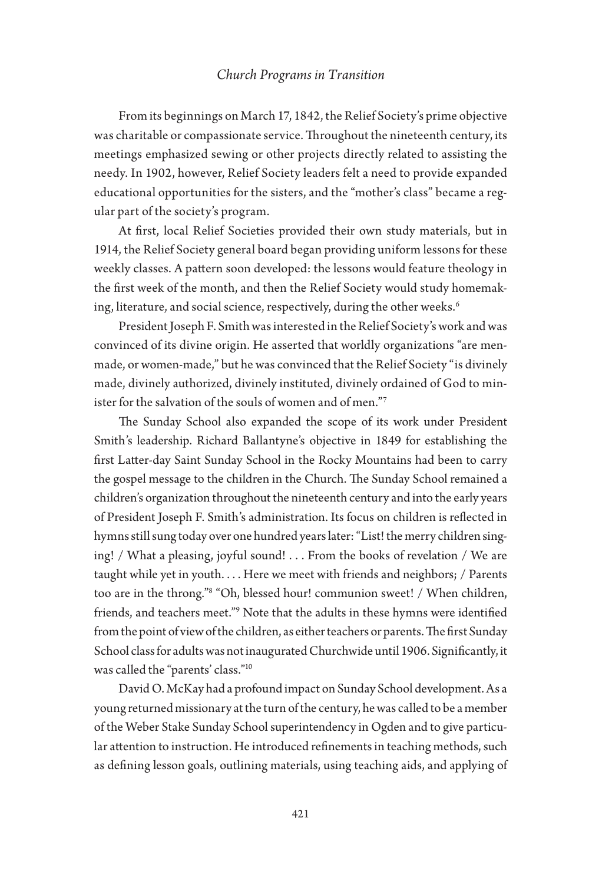From its beginnings on March 17, 1842, the Relief Society's prime objective was charitable or compassionate service. Throughout the nineteenth century, its meetings emphasized sewing or other projects directly related to assisting the needy. In 1902, however, Relief Society leaders felt a need to provide expanded educational opportunities for the sisters, and the "mother's class" became a regular part of the society's program.

At first, local Relief Societies provided their own study materials, but in 1914, the Relief Society general board began providing uniform lessons for these weekly classes. A pattern soon developed: the lessons would feature theology in the first week of the month, and then the Relief Society would study homemaking, literature, and social science, respectively, during the other weeks.[6]

President Joseph F. Smith was interested in the Relief Society's work and was convinced of its divine origin. He asserted that worldly organizations "are men-made, or women-made," but he was convinced that the Relief Society "is divinely made, divinely authorized, divinely instituted, divinely ordained of God to minister for the salvation of the souls of women and of men."[7]

The Sunday School also expanded the scope of its work under President Smith's leadership. Richard Ballantyne's objective in 1849 for establishing the first Latter-day Saint Sunday School in the Rocky Mountains had been to carry the gospel message to the children in the Church. The Sunday School remained a children's organization throughout the nineteenth century and into the early years of President Joseph F. Smith's administration. Its focus on children is reflected in hymns still sung today over one hundred years later: "List! the merry children singing! / What a pleasing, joyful sound! . . . From the books of revelation / We are taught while yet in youth. . . . Here we meet with friends and neighbors; / Parents too are in the throng."[8] "Oh, blessed hour! communion sweet! / When children, friends, and teachers meet."[9] Note that the adults in these hymns were identified from the point of view of the children, as either teachers or parents. The first Sunday School class for adults was not inaugurated Churchwide until 1906. Significantly, it was called the "parents' class."[10]

David O. McKay had a profound impact on Sunday School development. As a young returned missionary at the turn of the century, he was called to be a member of the Weber Stake Sunday School superintendency in Ogden and to give particular attention to instruction. He introduced refinements in teaching methods, such as defining lesson goals, outlining materials, using teaching aids, and applying of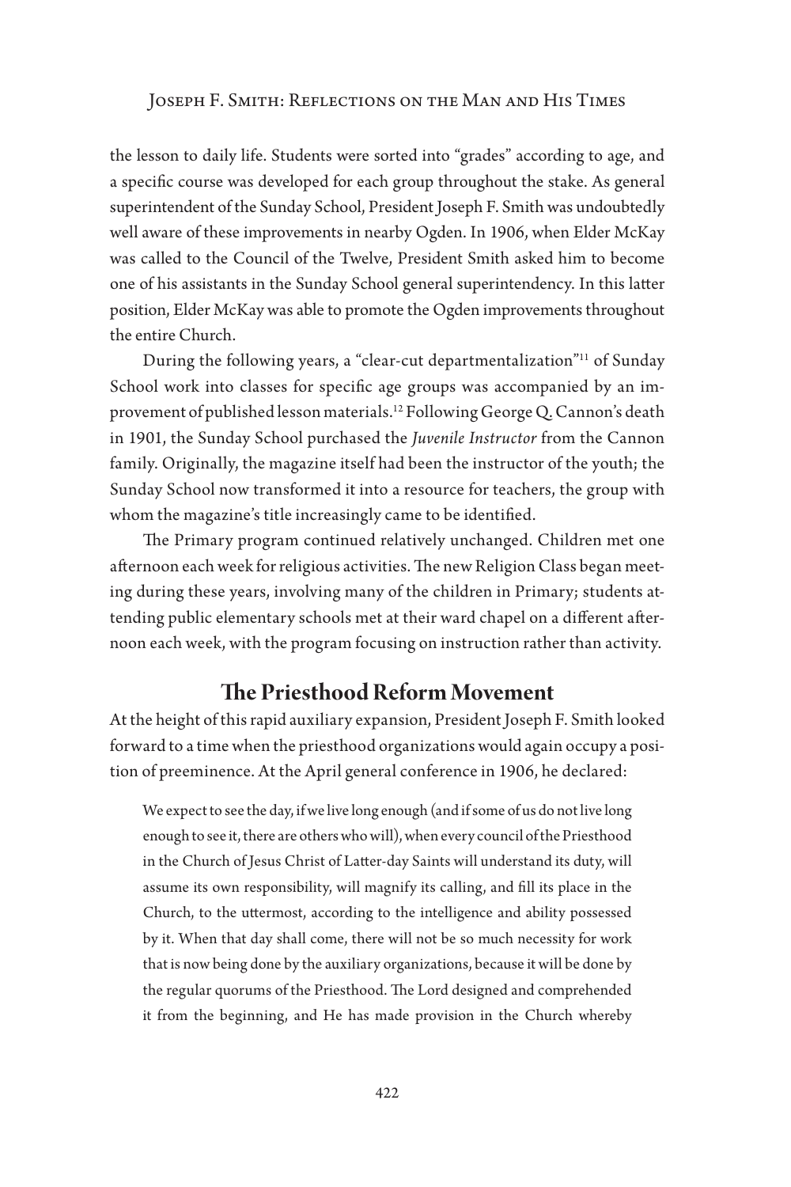the lesson to daily life. Students were sorted into "grades" according to age, and a specific course was developed for each group throughout the stake. As general superintendent of the Sunday School, President Joseph F. Smith was undoubtedly well aware of these improvements in nearby Ogden. In 1906, when Elder McKay was called to the Council of the Twelve, President Smith asked him to become one of his assistants in the Sunday School general superintendency. In this latter position, Elder McKay was able to promote the Ogden improvements throughout the entire Church.

During the following years, a "clear-cut departmentalization"[11] of Sunday School work into classes for specific age groups was accompanied by an improvement of published lesson materials.[12] Following George Q. Cannon's death in 1901, the Sunday School purchased the *Juvenile Instructor* from the Cannon family. Originally, the magazine itself had been the instructor of the youth; the Sunday School now transformed it into a resource for teachers, the group with whom the magazine's title increasingly came to be identified.

The Primary program continued relatively unchanged. Children met one afternoon each week for religious activities. The new Religion Class began meeting during these years, involving many of the children in Primary; students attending public elementary schools met at their ward chapel on a different afternoon each week, with the program focusing on instruction rather than activity.

## The Priesthood Reform Movement

At the height of this rapid auxiliary expansion, President Joseph F. Smith looked forward to a time when the priesthood organizations would again occupy a position of preeminence. At the April general conference in 1906, he declared:

> We expect to see the day, if we live long enough (and if some of us do not live long enough to see it, there are others who will), when every council of the Priesthood in the Church of Jesus Christ of Latter-day Saints will understand its duty, will assume its own responsibility, will magnify its calling, and fill its place in the Church, to the uttermost, according to the intelligence and ability possessed by it. When that day shall come, there will not be so much necessity for work that is now being done by the auxiliary organizations, because it will be done by the regular quorums of the Priesthood. The Lord designed and comprehended it from the beginning, and He has made provision in the Church whereby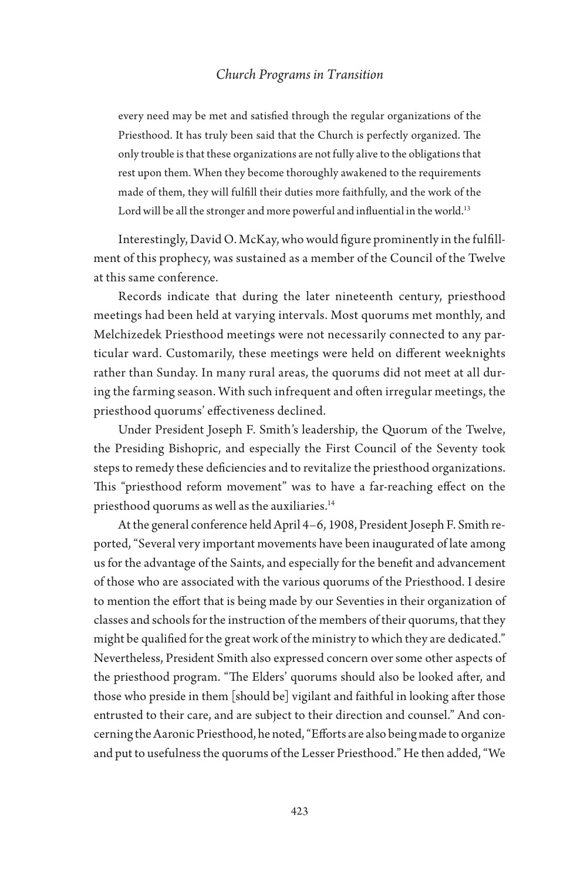> every need may be met and satisfied through the regular organizations of the Priesthood. It has truly been said that the Church is perfectly organized. The only trouble is that these organizations are not fully alive to the obligations that rest upon them. When they become thoroughly awakened to the requirements made of them, they will fulfill their duties more faithfully, and the work of the Lord will be all the stronger and more powerful and influential in the world.[13]

Interestingly, David O. McKay, who would figure prominently in the fulfillment of this prophecy, was sustained as a member of the Council of the Twelve at this same conference.

Records indicate that during the later nineteenth century, priesthood meetings had been held at varying intervals. Most quorums met monthly, and Melchizedek Priesthood meetings were not necessarily connected to any particular ward. Customarily, these meetings were held on different weeknights rather than Sunday. In many rural areas, the quorums did not meet at all during the farming season. With such infrequent and often irregular meetings, the priesthood quorums' effectiveness declined.

Under President Joseph F. Smith's leadership, the Quorum of the Twelve, the Presiding Bishopric, and especially the First Council of the Seventy took steps to remedy these deficiencies and to revitalize the priesthood organizations. This "priesthood reform movement" was to have a far-reaching effect on the priesthood quorums as well as the auxiliaries.[14]

At the general conference held April 4–6, 1908, President Joseph F. Smith reported, "Several very important movements have been inaugurated of late among us for the advantage of the Saints, and especially for the benefit and advancement of those who are associated with the various quorums of the Priesthood. I desire to mention the effort that is being made by our Seventies in their organization of classes and schools for the instruction of the members of their quorums, that they might be qualified for the great work of the ministry to which they are dedicated." Nevertheless, President Smith also expressed concern over some other aspects of the priesthood program. "The Elders' quorums should also be looked after, and those who preside in them [should be] vigilant and faithful in looking after those entrusted to their care, and are subject to their direction and counsel." And concerning the Aaronic Priesthood, he noted, "Efforts are also being made to organize and put to usefulness the quorums of the Lesser Priesthood." He then added, "We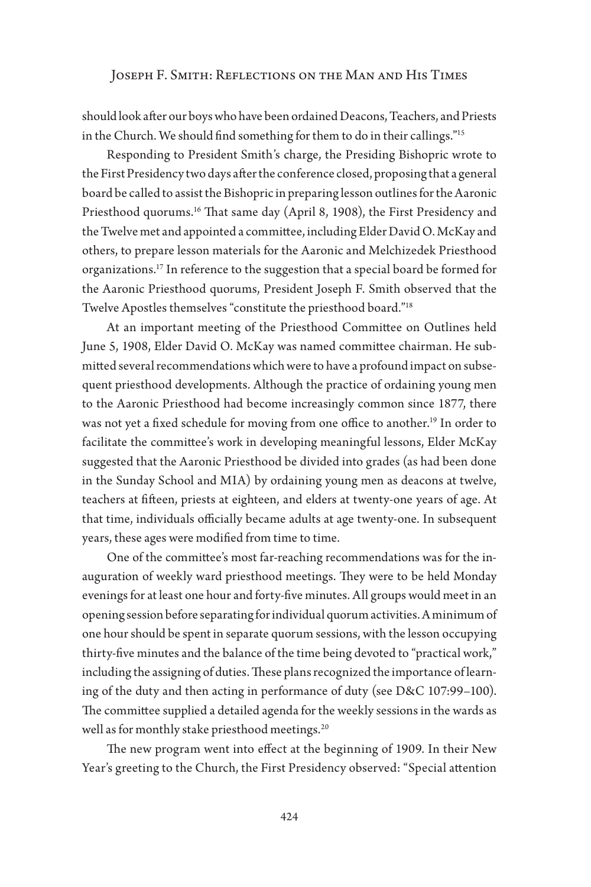should look after our boys who have been ordained Deacons, Teachers, and Priests in the Church. We should find something for them to do in their callings."[15]

Responding to President Smith's charge, the Presiding Bishopric wrote to the First Presidency two days after the conference closed, proposing that a general board be called to assist the Bishopric in preparing lesson outlines for the Aaronic Priesthood quorums.[16] That same day (April 8, 1908), the First Presidency and the Twelve met and appointed a committee, including Elder David O. McKay and others, to prepare lesson materials for the Aaronic and Melchizedek Priesthood organizations.[17] In reference to the suggestion that a special board be formed for the Aaronic Priesthood quorums, President Joseph F. Smith observed that the Twelve Apostles themselves "constitute the priesthood board."[18]

At an important meeting of the Priesthood Committee on Outlines held June 5, 1908, Elder David O. McKay was named committee chairman. He submitted several recommendations which were to have a profound impact on subsequent priesthood developments. Although the practice of ordaining young men to the Aaronic Priesthood had become increasingly common since 1877, there was not yet a fixed schedule for moving from one office to another.[19] In order to facilitate the committee's work in developing meaningful lessons, Elder McKay suggested that the Aaronic Priesthood be divided into grades (as had been done in the Sunday School and MIA) by ordaining young men as deacons at twelve, teachers at fifteen, priests at eighteen, and elders at twenty-one years of age. At that time, individuals officially became adults at age twenty-one. In subsequent years, these ages were modified from time to time.

One of the committee's most far-reaching recommendations was for the inauguration of weekly ward priesthood meetings. They were to be held Monday evenings for at least one hour and forty-five minutes. All groups would meet in an opening session before separating for individual quorum activities. A minimum of one hour should be spent in separate quorum sessions, with the lesson occupying thirty-five minutes and the balance of the time being devoted to "practical work," including the assigning of duties. These plans recognized the importance of learning of the duty and then acting in performance of duty (see D&C 107:99–100). The committee supplied a detailed agenda for the weekly sessions in the wards as well as for monthly stake priesthood meetings.[20]

The new program went into effect at the beginning of 1909. In their New Year's greeting to the Church, the First Presidency observed: "Special attention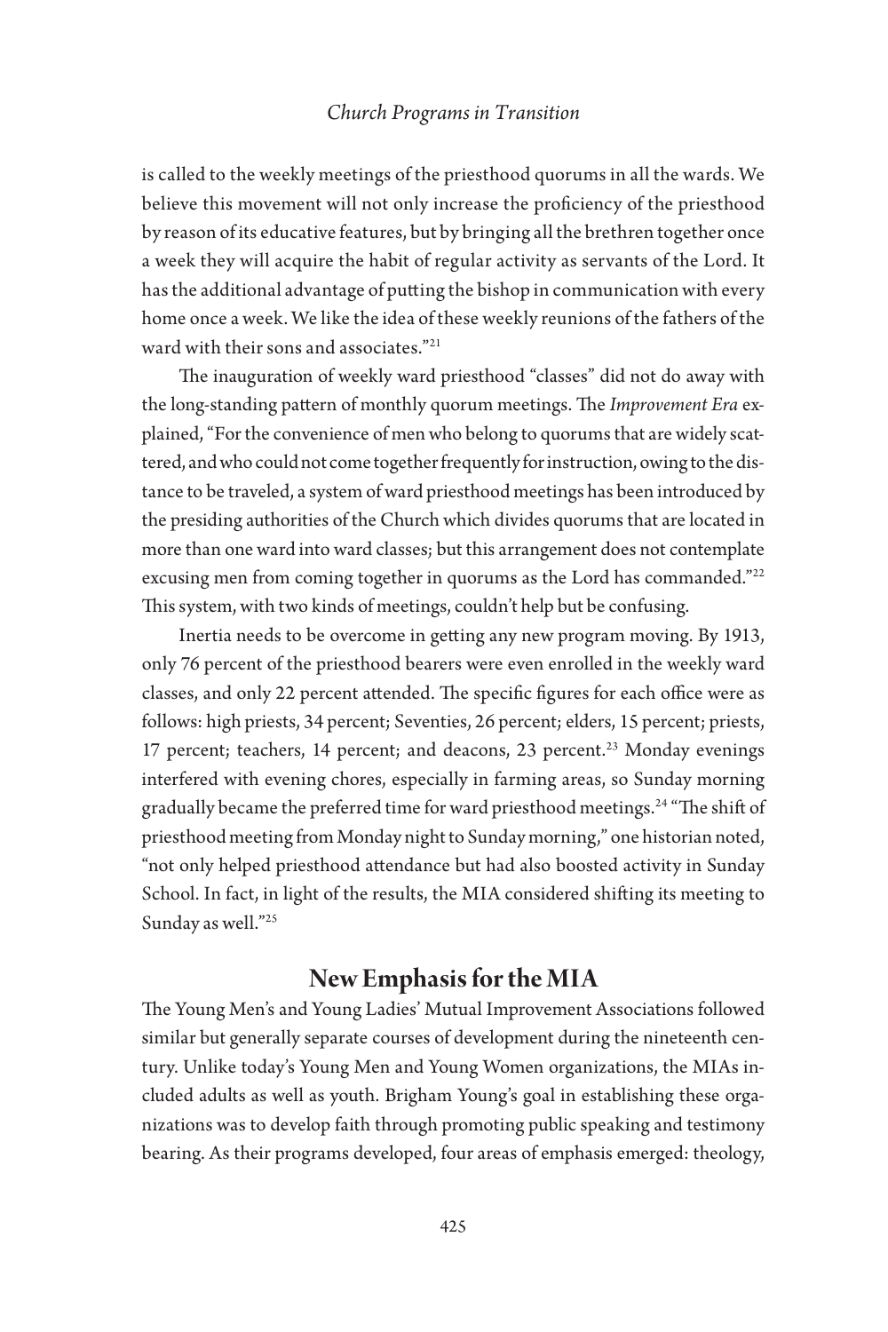is called to the weekly meetings of the priesthood quorums in all the wards. We believe this movement will not only increase the proficiency of the priesthood by reason of its educative features, but by bringing all the brethren together once a week they will acquire the habit of regular activity as servants of the Lord. It has the additional advantage of putting the bishop in communication with every home once a week. We like the idea of these weekly reunions of the fathers of the ward with their sons and associates."[21]

The inauguration of weekly ward priesthood "classes" did not do away with the long-standing pattern of monthly quorum meetings. The *Improvement Era* explained, "For the convenience of men who belong to quorums that are widely scattered, and who could not come together frequently for instruction, owing to the distance to be traveled, a system of ward priesthood meetings has been introduced by the presiding authorities of the Church which divides quorums that are located in more than one ward into ward classes; but this arrangement does not contemplate excusing men from coming together in quorums as the Lord has commanded."[22] This system, with two kinds of meetings, couldn't help but be confusing.

Inertia needs to be overcome in getting any new program moving. By 1913, only 76 percent of the priesthood bearers were even enrolled in the weekly ward classes, and only 22 percent attended. The specific figures for each office were as follows: high priests, 34 percent; Seventies, 26 percent; elders, 15 percent; priests, 17 percent; teachers, 14 percent; and deacons, 23 percent.[23] Monday evenings interfered with evening chores, especially in farming areas, so Sunday morning gradually became the preferred time for ward priesthood meetings.[24] "The shift of priesthood meeting from Monday night to Sunday morning," one historian noted, "not only helped priesthood attendance but had also boosted activity in Sunday School. In fact, in light of the results, the MIA considered shifting its meeting to Sunday as well."[25]

## New Emphasis for the MIA

The Young Men's and Young Ladies' Mutual Improvement Associations followed similar but generally separate courses of development during the nineteenth century. Unlike today's Young Men and Young Women organizations, the MIAs included adults as well as youth. Brigham Young's goal in establishing these organizations was to develop faith through promoting public speaking and testimony bearing. As their programs developed, four areas of emphasis emerged: theology,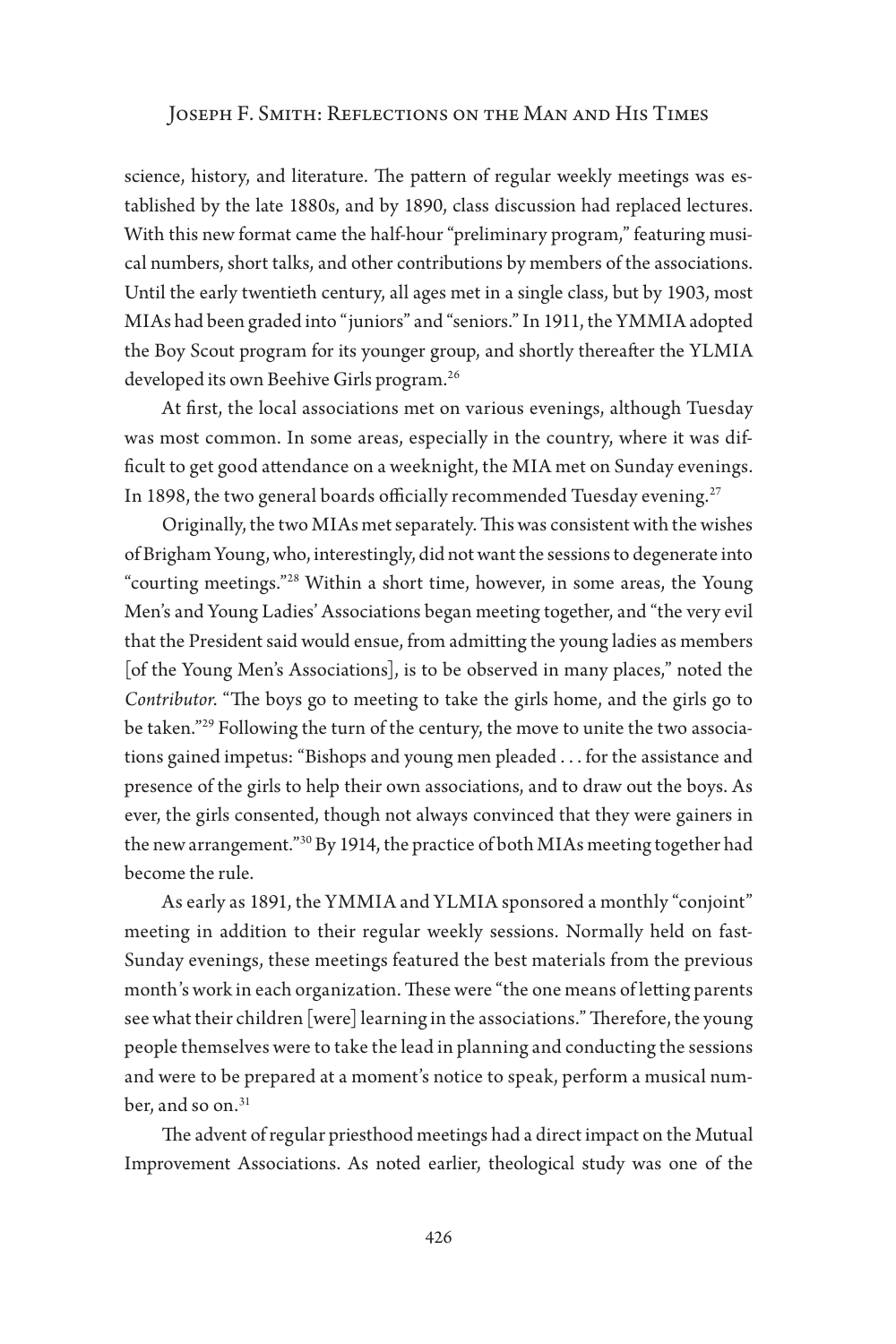science, history, and literature. The pattern of regular weekly meetings was established by the late 1880s, and by 1890, class discussion had replaced lectures. With this new format came the half-hour "preliminary program," featuring musical numbers, short talks, and other contributions by members of the associations. Until the early twentieth century, all ages met in a single class, but by 1903, most MIAs had been graded into "juniors" and "seniors." In 1911, the YMMIA adopted the Boy Scout program for its younger group, and shortly thereafter the YLMIA developed its own Beehive Girls program.[26]

At first, the local associations met on various evenings, although Tuesday was most common. In some areas, especially in the country, where it was difficult to get good attendance on a weeknight, the MIA met on Sunday evenings. In 1898, the two general boards officially recommended Tuesday evening.[27]

Originally, the two MIAs met separately. This was consistent with the wishes of Brigham Young, who, interestingly, did not want the sessions to degenerate into "courting meetings."[28] Within a short time, however, in some areas, the Young Men's and Young Ladies' Associations began meeting together, and "the very evil that the President said would ensue, from admitting the young ladies as members [of the Young Men's Associations], is to be observed in many places," noted the *Contributor*. "The boys go to meeting to take the girls home, and the girls go to be taken."[29] Following the turn of the century, the move to unite the two associations gained impetus: "Bishops and young men pleaded . . . for the assistance and presence of the girls to help their own associations, and to draw out the boys. As ever, the girls consented, though not always convinced that they were gainers in the new arrangement."[30] By 1914, the practice of both MIAs meeting together had become the rule.

As early as 1891, the YMMIA and YLMIA sponsored a monthly "conjoint" meeting in addition to their regular weekly sessions. Normally held on fast-Sunday evenings, these meetings featured the best materials from the previous month's work in each organization. These were "the one means of letting parents see what their children [were] learning in the associations." Therefore, the young people themselves were to take the lead in planning and conducting the sessions and were to be prepared at a moment's notice to speak, perform a musical number, and so on.[31]

The advent of regular priesthood meetings had a direct impact on the Mutual Improvement Associations. As noted earlier, theological study was one of the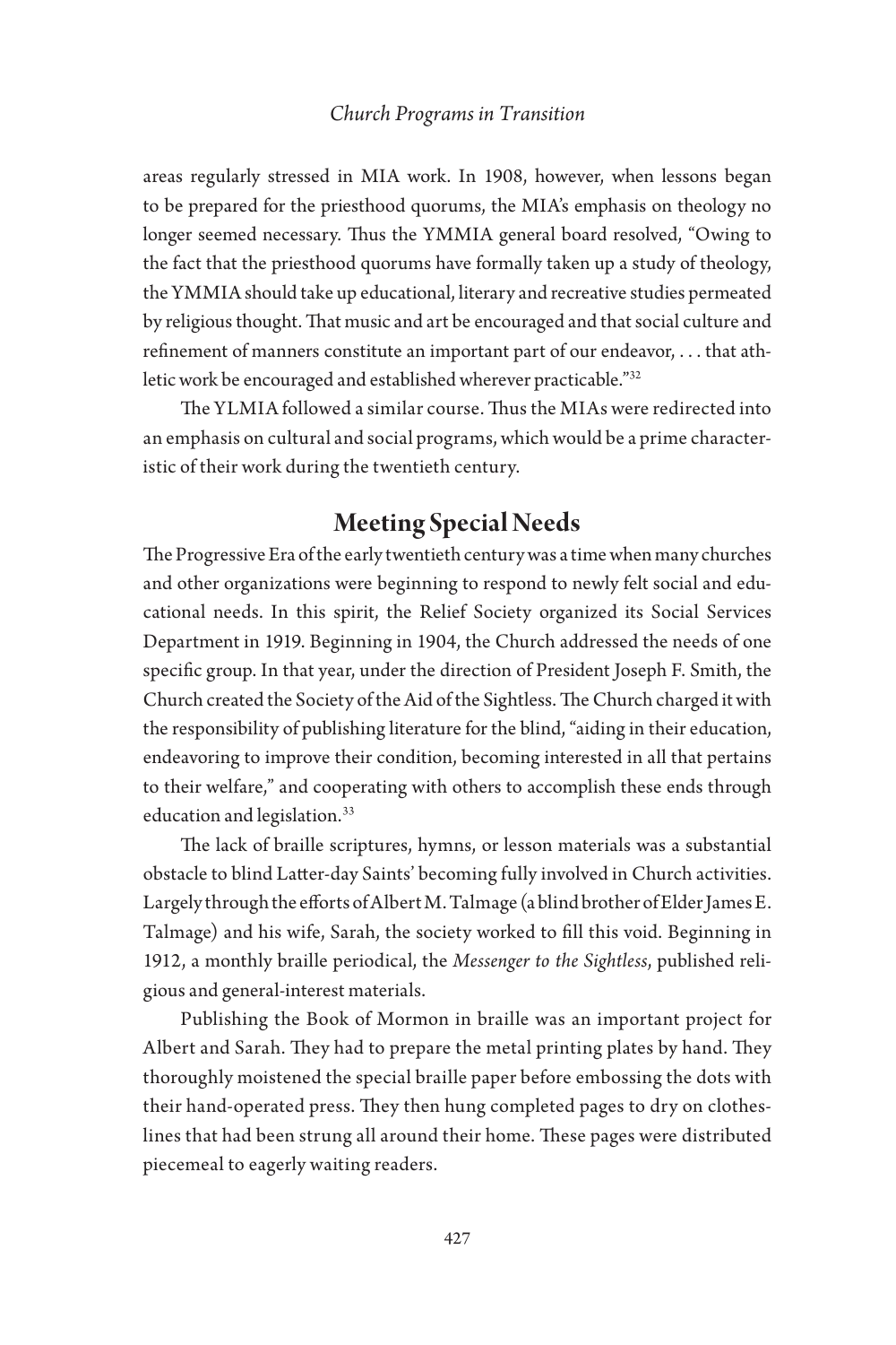areas regularly stressed in MIA work. In 1908, however, when lessons began to be prepared for the priesthood quorums, the MIA's emphasis on theology no longer seemed necessary. Thus the YMMIA general board resolved, "Owing to the fact that the priesthood quorums have formally taken up a study of theology, the YMMIA should take up educational, literary and recreative studies permeated by religious thought. That music and art be encouraged and that social culture and refinement of manners constitute an important part of our endeavor, . . . that athletic work be encouraged and established wherever practicable."[32]

The YLMIA followed a similar course. Thus the MIAs were redirected into an emphasis on cultural and social programs, which would be a prime characteristic of their work during the twentieth century.

## Meeting Special Needs

The Progressive Era of the early twentieth century was a time when many churches and other organizations were beginning to respond to newly felt social and educational needs. In this spirit, the Relief Society organized its Social Services Department in 1919. Beginning in 1904, the Church addressed the needs of one specific group. In that year, under the direction of President Joseph F. Smith, the Church created the Society of the Aid of the Sightless. The Church charged it with the responsibility of publishing literature for the blind, "aiding in their education, endeavoring to improve their condition, becoming interested in all that pertains to their welfare," and cooperating with others to accomplish these ends through education and legislation.[33]

The lack of braille scriptures, hymns, or lesson materials was a substantial obstacle to blind Latter-day Saints' becoming fully involved in Church activities. Largely through the efforts of Albert M. Talmage (a blind brother of Elder James E. Talmage) and his wife, Sarah, the society worked to fill this void. Beginning in 1912, a monthly braille periodical, the *Messenger to the Sightless*, published religious and general-interest materials.

Publishing the Book of Mormon in braille was an important project for Albert and Sarah. They had to prepare the metal printing plates by hand. They thoroughly moistened the special braille paper before embossing the dots with their hand-operated press. They then hung completed pages to dry on clotheslines that had been strung all around their home. These pages were distributed piecemeal to eagerly waiting readers.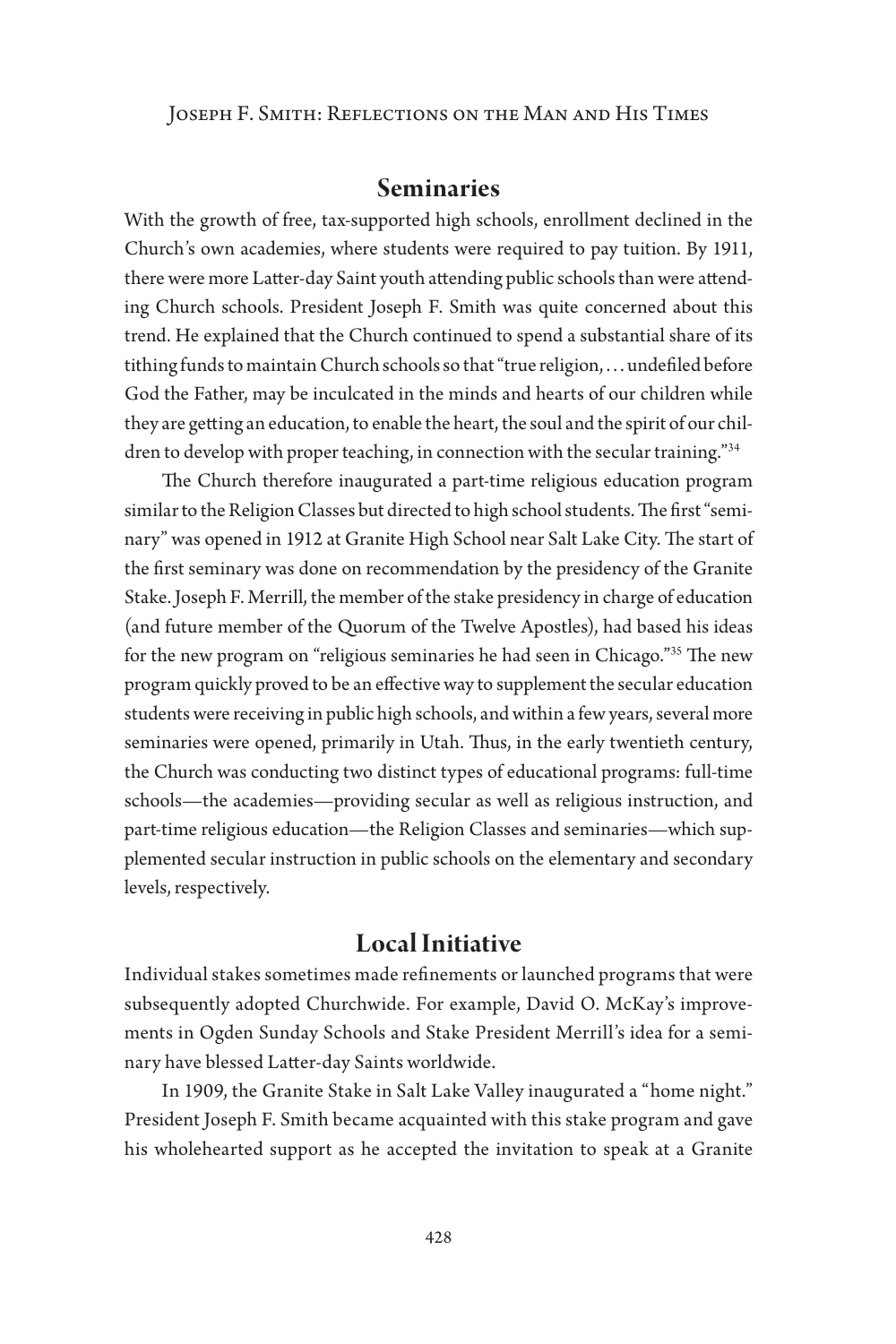## Seminaries

With the growth of free, tax-supported high schools, enrollment declined in the Church's own academies, where students were required to pay tuition. By 1911, there were more Latter-day Saint youth attending public schools than were attending Church schools. President Joseph F. Smith was quite concerned about this trend. He explained that the Church continued to spend a substantial share of its tithing funds to maintain Church schools so that "true religion, . . . undefiled before God the Father, may be inculcated in the minds and hearts of our children while they are getting an education, to enable the heart, the soul and the spirit of our children to develop with proper teaching, in connection with the secular training."[34]

The Church therefore inaugurated a part-time religious education program similar to the Religion Classes but directed to high school students. The first "seminary" was opened in 1912 at Granite High School near Salt Lake City. The start of the first seminary was done on recommendation by the presidency of the Granite Stake. Joseph F. Merrill, the member of the stake presidency in charge of education (and future member of the Quorum of the Twelve Apostles), had based his ideas for the new program on "religious seminaries he had seen in Chicago."[35] The new program quickly proved to be an effective way to supplement the secular education students were receiving in public high schools, and within a few years, several more seminaries were opened, primarily in Utah. Thus, in the early twentieth century, the Church was conducting two distinct types of educational programs: full-time schools—the academies—providing secular as well as religious instruction, and part-time religious education—the Religion Classes and seminaries—which supplemented secular instruction in public schools on the elementary and secondary levels, respectively.

## Local Initiative

Individual stakes sometimes made refinements or launched programs that were subsequently adopted Churchwide. For example, David O. McKay's improvements in Ogden Sunday Schools and Stake President Merrill's idea for a seminary have blessed Latter-day Saints worldwide.

In 1909, the Granite Stake in Salt Lake Valley inaugurated a "home night." President Joseph F. Smith became acquainted with this stake program and gave his wholehearted support as he accepted the invitation to speak at a Granite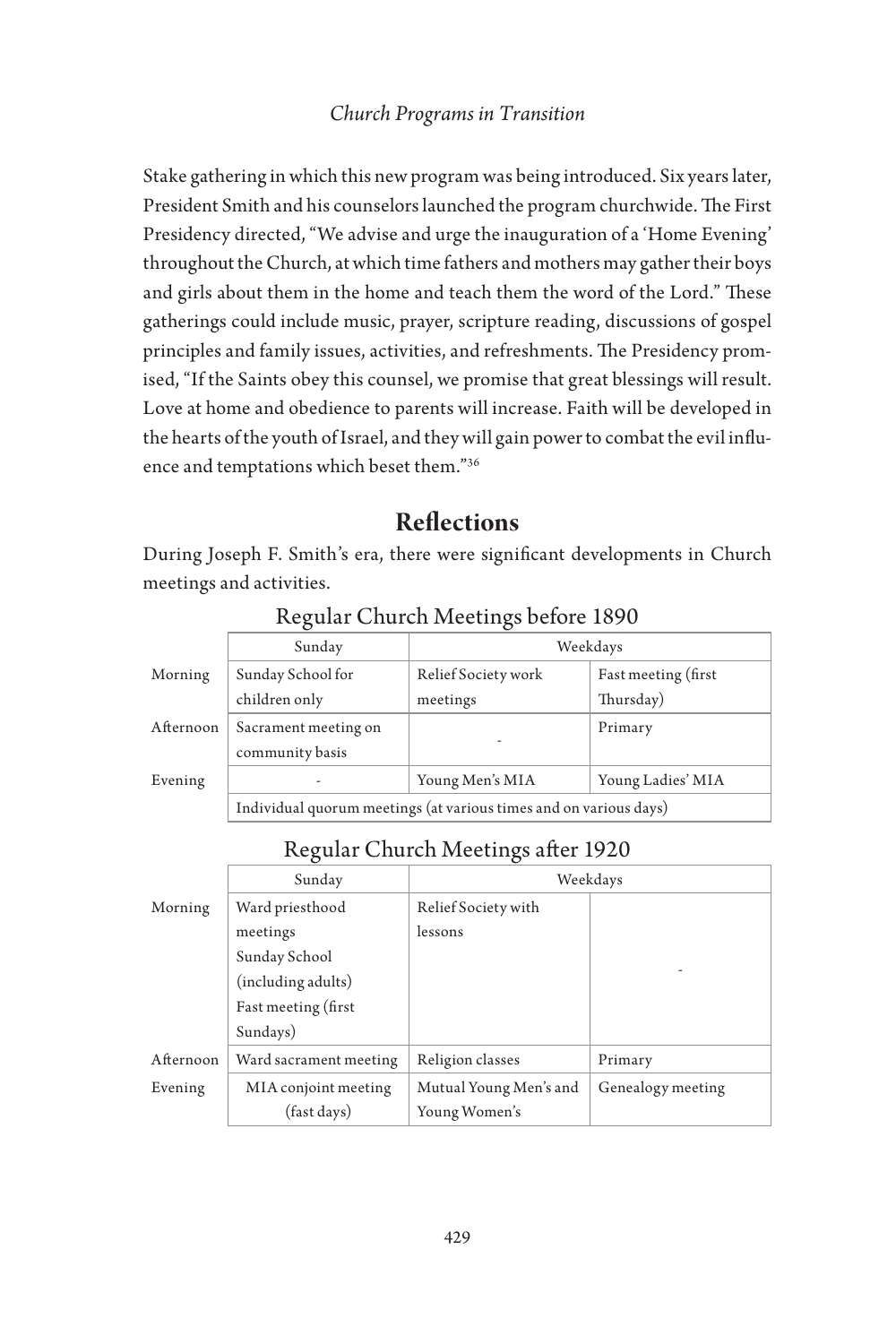Stake gathering in which this new program was being introduced. Six years later, President Smith and his counselors launched the program churchwide. The First Presidency directed, "We advise and urge the inauguration of a 'Home Evening' throughout the Church, at which time fathers and mothers may gather their boys and girls about them in the home and teach them the word of the Lord." These gatherings could include music, prayer, scripture reading, discussions of gospel principles and family issues, activities, and refreshments. The Presidency promised, "If the Saints obey this counsel, we promise that great blessings will result. Love at home and obedience to parents will increase. Faith will be developed in the hearts of the youth of Israel, and they will gain power to combat the evil influence and temptations which beset them."[36]

## Reflections

During Joseph F. Smith's era, there were significant developments in Church meetings and activities.

**Regular Church Meetings before 1890**

| | Sunday | Weekdays | |
|---|---|---|---|
| Morning | Sunday School for children only | Relief Society work meetings | Fast meeting (first Thursday) |
| Afternoon | Sacrament meeting on community basis | - | Primary |
| Evening | - | Young Men's MIA | Young Ladies' MIA |
| | Individual quorum meetings (at various times and on various days) | | |

**Regular Church Meetings after 1920**

| | Sunday | Weekdays | |
|---|---|---|---|
| Morning | Ward priesthood meetings<br>Sunday School (including adults)<br>Fast meeting (first Sundays) | Relief Society with lessons | - |
| Afternoon | Ward sacrament meeting | Religion classes | Primary |
| Evening | MIA conjoint meeting (fast days) | Mutual Young Men's and Young Women's | Genealogy meeting |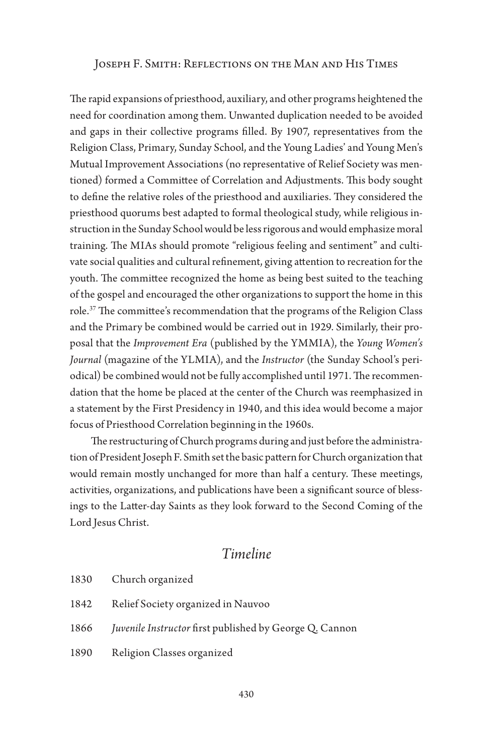The rapid expansions of priesthood, auxiliary, and other programs heightened the need for coordination among them. Unwanted duplication needed to be avoided and gaps in their collective programs filled. By 1907, representatives from the Religion Class, Primary, Sunday School, and the Young Ladies' and Young Men's Mutual Improvement Associations (no representative of Relief Society was mentioned) formed a Committee of Correlation and Adjustments. This body sought to define the relative roles of the priesthood and auxiliaries. They considered the priesthood quorums best adapted to formal theological study, while religious instruction in the Sunday School would be less rigorous and would emphasize moral training. The MIAs should promote "religious feeling and sentiment" and cultivate social qualities and cultural refinement, giving attention to recreation for the youth. The committee recognized the home as being best suited to the teaching of the gospel and encouraged the other organizations to support the home in this role.[37] The committee's recommendation that the programs of the Religion Class and the Primary be combined would be carried out in 1929. Similarly, their proposal that the *Improvement Era* (published by the YMMIA), the *Young Women's Journal* (magazine of the YLMIA), and the *Instructor* (the Sunday School's periodical) be combined would not be fully accomplished until 1971. The recommendation that the home be placed at the center of the Church was reemphasized in a statement by the First Presidency in 1940, and this idea would become a major focus of Priesthood Correlation beginning in the 1960s.

The restructuring of Church programs during and just before the administration of President Joseph F. Smith set the basic pattern for Church organization that would remain mostly unchanged for more than half a century. These meetings, activities, organizations, and publications have been a significant source of blessings to the Latter-day Saints as they look forward to the Second Coming of the Lord Jesus Christ.

## *Timeline*

1830 Church organized

1842 Relief Society organized in Nauvoo

1866 *Juvenile Instructor* first published by George Q. Cannon

1890 Religion Classes organized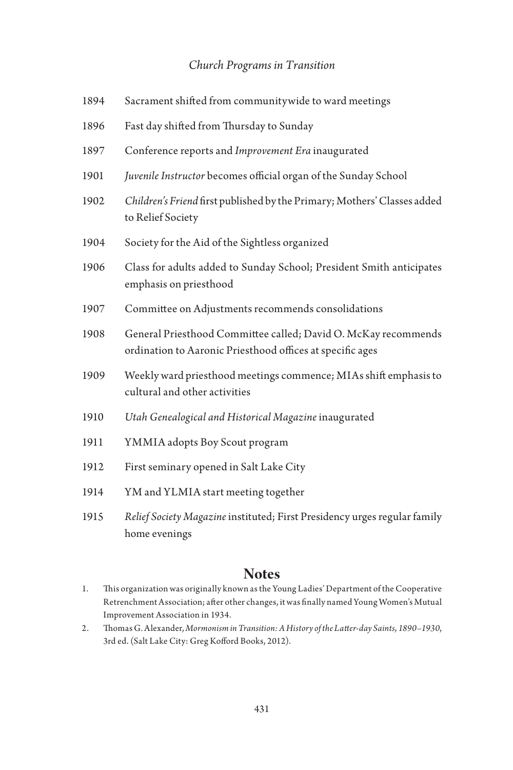*Church Programs in Transition*

| | |
|---|---|
| 1894 | Sacrament shifted from communitywide to ward meetings |
| 1896 | Fast day shifted from Thursday to Sunday |
| 1897 | Conference reports and *Improvement Era* inaugurated |
| 1901 | *Juvenile Instructor* becomes official organ of the Sunday School |
| 1902 | *Children's Friend* first published by the Primary; Mothers' Classes added to Relief Society |
| 1904 | Society for the Aid of the Sightless organized |
| 1906 | Class for adults added to Sunday School; President Smith anticipates emphasis on priesthood |
| 1907 | Committee on Adjustments recommends consolidations |
| 1908 | General Priesthood Committee called; David O. McKay recommends ordination to Aaronic Priesthood offices at specific ages |
| 1909 | Weekly ward priesthood meetings commence; MIAs shift emphasis to cultural and other activities |
| 1910 | *Utah Genealogical and Historical Magazine* inaugurated |
| 1911 | YMMIA adopts Boy Scout program |
| 1912 | First seminary opened in Salt Lake City |
| 1914 | YM and YLMIA start meeting together |
| 1915 | *Relief Society Magazine* instituted; First Presidency urges regular family home evenings |

## Notes

1. This organization was originally known as the Young Ladies' Department of the Cooperative Retrenchment Association; after other changes, it was finally named Young Women's Mutual Improvement Association in 1934.
2. Thomas G. Alexander, *Mormonism in Transition: A History of the Latter-day Saints, 1890–1930*, 3rd ed. (Salt Lake City: Greg Kofford Books, 2012).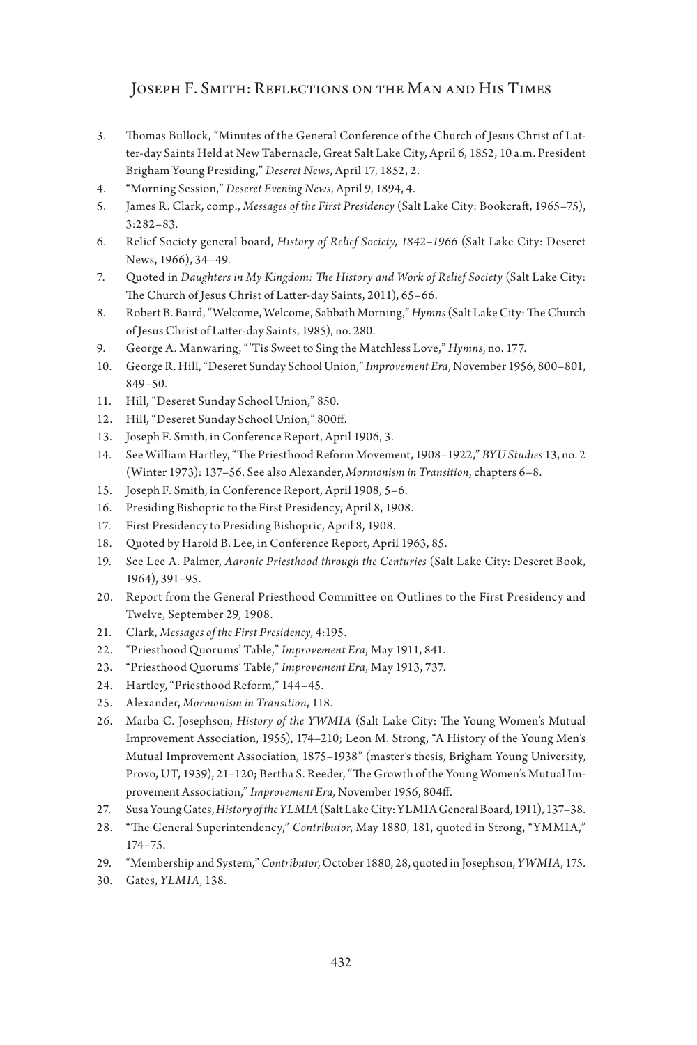3. Thomas Bullock, "Minutes of the General Conference of the Church of Jesus Christ of Latter-day Saints Held at New Tabernacle, Great Salt Lake City, April 6, 1852, 10 a.m. President Brigham Young Presiding," *Deseret News*, April 17, 1852, 2.
4. "Morning Session," *Deseret Evening News*, April 9, 1894, 4.
5. James R. Clark, comp., *Messages of the First Presidency* (Salt Lake City: Bookcraft, 1965–75), 3:282–83.
6. Relief Society general board, *History of Relief Society, 1842–1966* (Salt Lake City: Deseret News, 1966), 34–49.
7. Quoted in *Daughters in My Kingdom: The History and Work of Relief Society* (Salt Lake City: The Church of Jesus Christ of Latter-day Saints, 2011), 65–66.
8. Robert B. Baird, "Welcome, Welcome, Sabbath Morning," *Hymns* (Salt Lake City: The Church of Jesus Christ of Latter-day Saints, 1985), no. 280.
9. George A. Manwaring, "'Tis Sweet to Sing the Matchless Love," *Hymns*, no. 177.
10. George R. Hill, "Deseret Sunday School Union," *Improvement Era*, November 1956, 800–801, 849–50.
11. Hill, "Deseret Sunday School Union," 850.
12. Hill, "Deseret Sunday School Union," 800ff.
13. Joseph F. Smith, in Conference Report, April 1906, 3.
14. See William Hartley, "The Priesthood Reform Movement, 1908–1922," *BYU Studies* 13, no. 2 (Winter 1973): 137–56. See also Alexander, *Mormonism in Transition*, chapters 6–8.
15. Joseph F. Smith, in Conference Report, April 1908, 5–6.
16. Presiding Bishopric to the First Presidency, April 8, 1908.
17. First Presidency to Presiding Bishopric, April 8, 1908.
18. Quoted by Harold B. Lee, in Conference Report, April 1963, 85.
19. See Lee A. Palmer, *Aaronic Priesthood through the Centuries* (Salt Lake City: Deseret Book, 1964), 391–95.
20. Report from the General Priesthood Committee on Outlines to the First Presidency and Twelve, September 29, 1908.
21. Clark, *Messages of the First Presidency*, 4:195.
22. "Priesthood Quorums' Table," *Improvement Era*, May 1911, 841.
23. "Priesthood Quorums' Table," *Improvement Era*, May 1913, 737.
24. Hartley, "Priesthood Reform," 144–45.
25. Alexander, *Mormonism in Transition*, 118.
26. Marba C. Josephson, *History of the YWMIA* (Salt Lake City: The Young Women's Mutual Improvement Association, 1955), 174–210; Leon M. Strong, "A History of the Young Men's Mutual Improvement Association, 1875–1938" (master's thesis, Brigham Young University, Provo, UT, 1939), 21–120; Bertha S. Reeder, "The Growth of the Young Women's Mutual Improvement Association," *Improvement Era,* November 1956, 804ff.
27. Susa Young Gates, *History of the YLMIA* (Salt Lake City: YLMIA General Board, 1911), 137–38.
28. "The General Superintendency," *Contributor,* May 1880, 181, quoted in Strong, "YMMIA," 174–75.
29. "Membership and System," *Contributor*, October 1880, 28, quoted in Josephson, *YWMIA*, 175.
30. Gates, *YLMIA*, 138.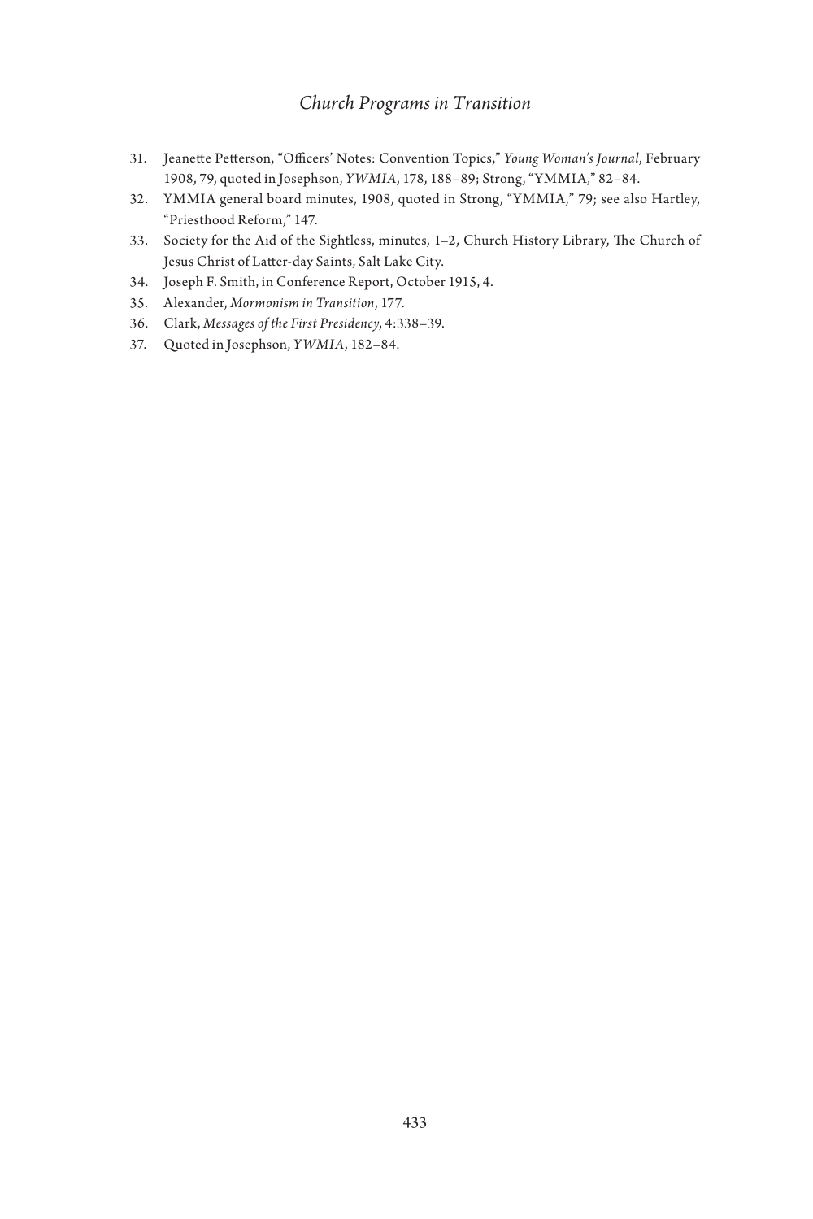31. Jeanette Petterson, "Officers' Notes: Convention Topics," *Young Woman's Journal*, February 1908, 79, quoted in Josephson, *YWMIA*, 178, 188–89; Strong, "YMMIA," 82–84.
32. YMMIA general board minutes, 1908, quoted in Strong, "YMMIA," 79; see also Hartley, "Priesthood Reform," 147.
33. Society for the Aid of the Sightless, minutes, 1–2, Church History Library, The Church of Jesus Christ of Latter-day Saints, Salt Lake City.
34. Joseph F. Smith, in Conference Report, October 1915, 4.
35. Alexander, *Mormonism in Transition*, 177.
36. Clark, *Messages of the First Presidency*, 4:338–39.
37. Quoted in Josephson, *YWMIA*, 182–84.